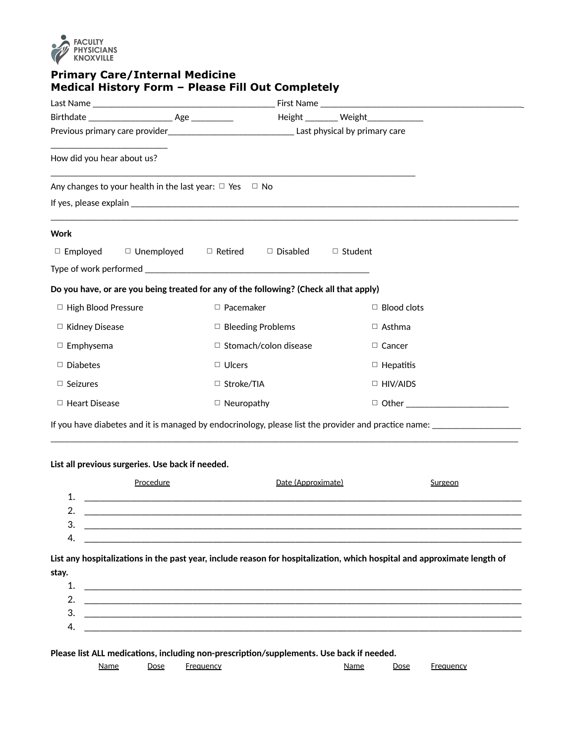FACULTY PHYSICIANS KNOXVILLE

# Primary Care/Internal Medicine
# Medical History Form – Please Fill Out Completely

Last Name ______________________________________ First Name ___________________________________________

Birthdate __________________ Age _________ Height _______ Weight____________

Previous primary care provider___________________________ Last physical by primary care _________________________

How did you hear about us? ____________________________________________________________________________

Any changes to your health in the last year: ☐ Yes ☐ No

If yes, please explain ___________________________________________________________________________________
_________________________________________________________________________________________________

**Work**

☐ Employed ☐ Unemployed ☐ Retired ☐ Disabled ☐ Student

Type of work performed _______________________________________________

**Do you have, or are you being treated for any of the following? (Check all that apply)**

| | | |
|---|---|---|
| ☐ High Blood Pressure | ☐ Pacemaker | ☐ Blood clots |
| ☐ Kidney Disease | ☐ Bleeding Problems | ☐ Asthma |
| ☐ Emphysema | ☐ Stomach/colon disease | ☐ Cancer |
| ☐ Diabetes | ☐ Ulcers | ☐ Hepatitis |
| ☐ Seizures | ☐ Stroke/TIA | ☐ HIV/AIDS |
| ☐ Heart Disease | ☐ Neuropathy | ☐ Other ______________________ |

If you have diabetes and it is managed by endocrinology, please list the provider and practice name: ___________________
_________________________________________________________________________________________________

**List all previous surgeries. Use back if needed.**

Procedure Date (Approximate) Surgeon

1. ___________________________________________________________________________________________
2. ___________________________________________________________________________________________
3. ___________________________________________________________________________________________
4. ___________________________________________________________________________________________

**List any hospitalizations in the past year, include reason for hospitalization, which hospital and approximate length of stay.**

1. ___________________________________________________________________________________________
2. ___________________________________________________________________________________________
3. ___________________________________________________________________________________________
4. ___________________________________________________________________________________________

**Please list ALL medications, including non-prescription/supplements. Use back if needed.**

| Name | Dose | Frequency | Name | Dose | Frequency |
|---|---|---|---|---|---|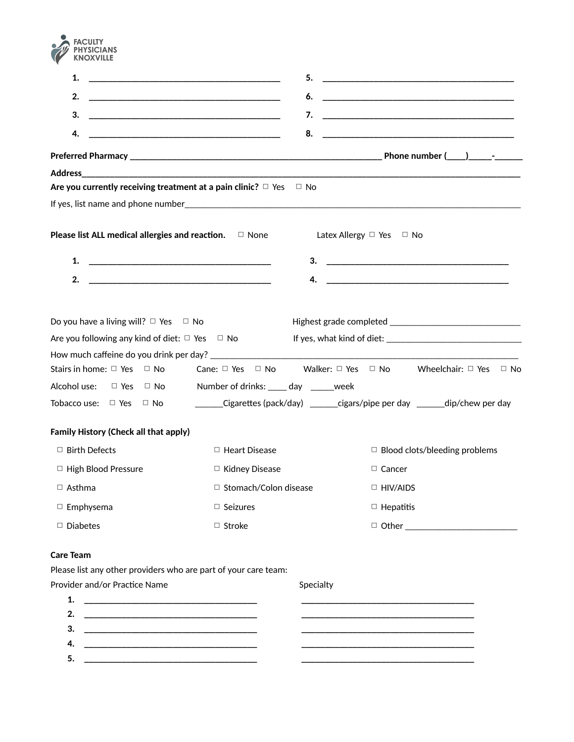1. ___________________________________________
2. ___________________________________________
3. ___________________________________________
4. ___________________________________________
5. ___________________________________________
6. ___________________________________________
7. ___________________________________________
8. ___________________________________________

**Preferred Pharmacy _________________________________________________________ Phone number (____)_____-______**

**Address_________________________________________________________________________________________________**

**Are you currently receiving treatment at a pain clinic?** ☐ Yes ☐ No

If yes, list name and phone number___________________________________________________________________________

**Please list ALL medical allergies and reaction.** ☐ None Latex Allergy ☐ Yes ☐ No

1. _________________________________________
2. _________________________________________
3. _________________________________________
4. _________________________________________

Do you have a living will? ☐ Yes ☐ No Highest grade completed _____________________________

Are you following any kind of diet: ☐ Yes ☐ No If yes, what kind of diet: ______________________________

How much caffeine do you drink per day? ______________________________________________________________________

Stairs in home: ☐ Yes ☐ No Cane: ☐ Yes ☐ No Walker: ☐ Yes ☐ No Wheelchair: ☐ Yes ☐ No

Alcohol use: ☐ Yes ☐ No Number of drinks: ____ day _____week

Tobacco use: ☐ Yes ☐ No ______Cigarettes (pack/day) ______cigars/pipe per day ______dip/chew per day

**Family History (Check all that apply)**

☐ Birth Defects
☐ High Blood Pressure
☐ Asthma
☐ Emphysema
☐ Diabetes
☐ Heart Disease
☐ Kidney Disease
☐ Stomach/Colon disease
☐ Seizures
☐ Stroke
☐ Blood clots/bleeding problems
☐ Cancer
☐ HIV/AIDS
☐ Hepatitis
☐ Other ________________________

**Care Team**

Please list any other providers who are part of your care team:

| Provider and/or Practice Name | Specialty |
| --- | --- |
| 1. _______________________________________ | _______________________________________ |
| 2. _______________________________________ | _______________________________________ |
| 3. _______________________________________ | _______________________________________ |
| 4. _______________________________________ | _______________________________________ |
| 5. _______________________________________ | _______________________________________ |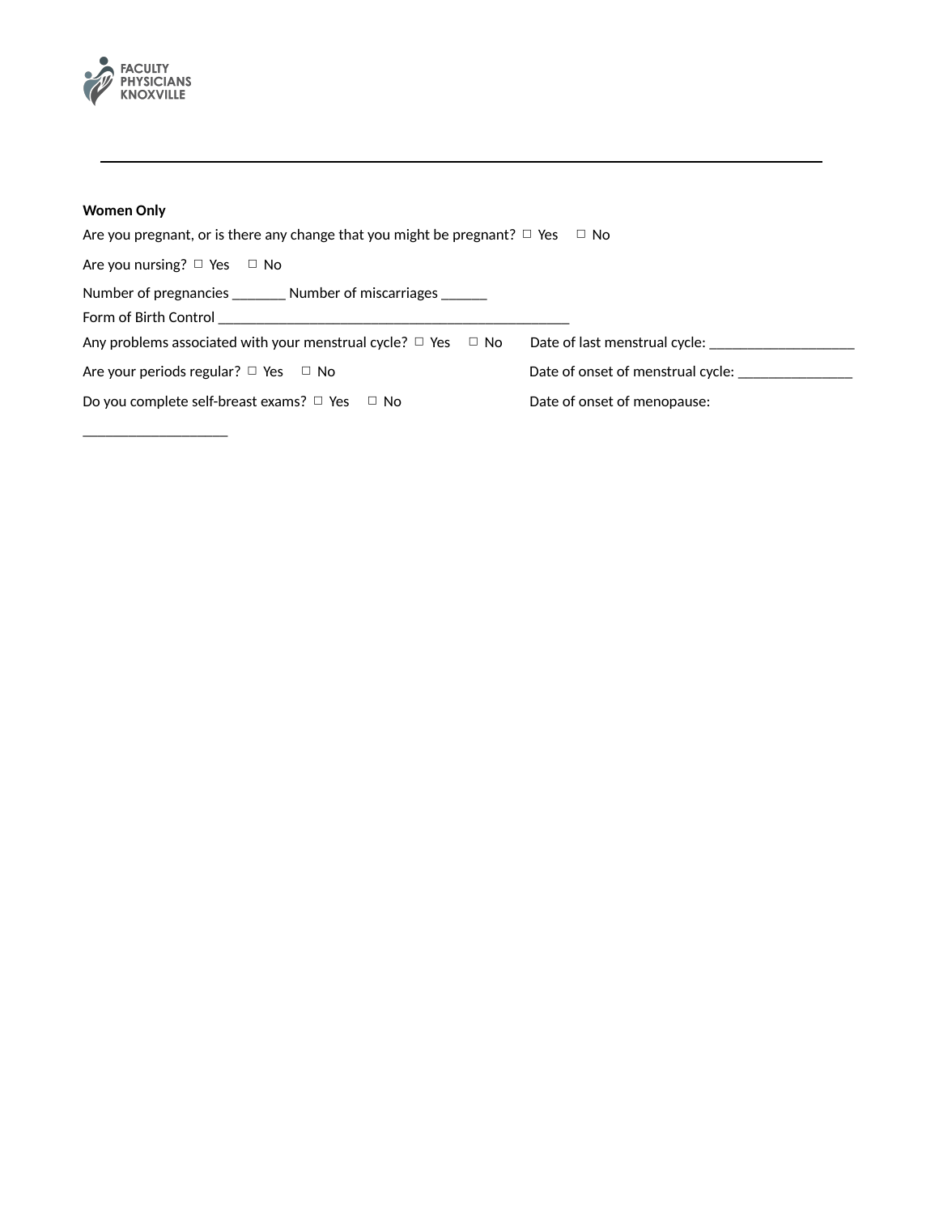FACULTY PHYSICIANS KNOXVILLE

---

**Women Only**

Are you pregnant, or is there any change that you might be pregnant? ☐ Yes ☐ No

Are you nursing? ☐ Yes ☐ No

Number of pregnancies _______ Number of miscarriages ______

Form of Birth Control _______________________________________________

Any problems associated with your menstrual cycle? ☐ Yes ☐ No

Date of last menstrual cycle: ____________________

Are your periods regular? ☐ Yes ☐ No

Date of onset of menstrual cycle: ________________

Do you complete self-breast exams? ☐ Yes ☐ No

Date of onset of menopause: ____________________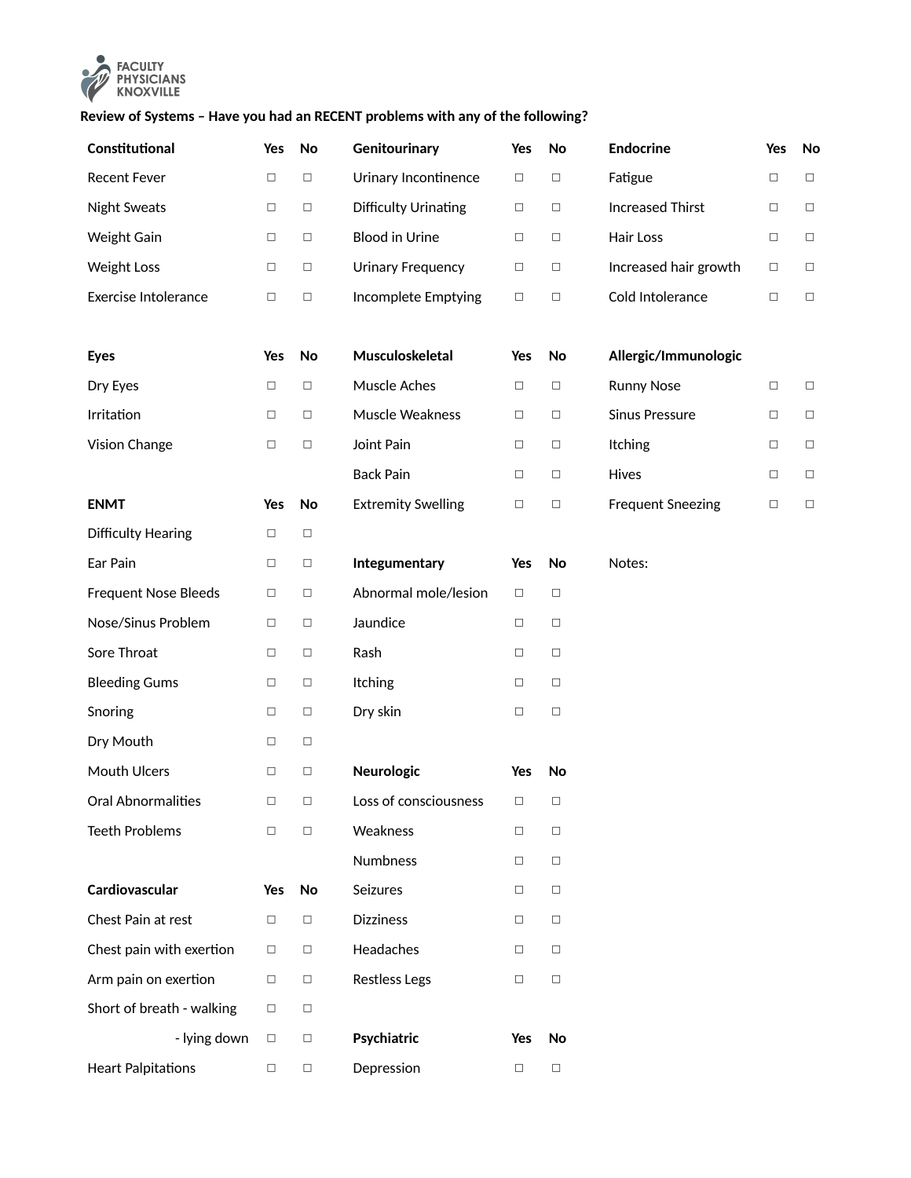FACULTY PHYSICIANS KNOXVILLE

**Review of Systems – Have you had an RECENT problems with any of the following?**

| Constitutional | Yes | No |
|---|---|---|
| Recent Fever | ☐ | ☐ |
| Night Sweats | ☐ | ☐ |
| Weight Gain | ☐ | ☐ |
| Weight Loss | ☐ | ☐ |
| Exercise Intolerance | ☐ | ☐ |

| Eyes | Yes | No |
|---|---|---|
| Dry Eyes | ☐ | ☐ |
| Irritation | ☐ | ☐ |
| Vision Change | ☐ | ☐ |

| ENMT | Yes | No |
|---|---|---|
| Difficulty Hearing | ☐ | ☐ |
| Ear Pain | ☐ | ☐ |
| Frequent Nose Bleeds | ☐ | ☐ |
| Nose/Sinus Problem | ☐ | ☐ |
| Sore Throat | ☐ | ☐ |
| Bleeding Gums | ☐ | ☐ |
| Snoring | ☐ | ☐ |
| Dry Mouth | ☐ | ☐ |
| Mouth Ulcers | ☐ | ☐ |
| Oral Abnormalities | ☐ | ☐ |
| Teeth Problems | ☐ | ☐ |

| Cardiovascular | Yes | No |
|---|---|---|
| Chest Pain at rest | ☐ | ☐ |
| Chest pain with exertion | ☐ | ☐ |
| Arm pain on exertion | ☐ | ☐ |
| Short of breath - walking | ☐ | ☐ |
| - lying down | ☐ | ☐ |
| Heart Palpitations | ☐ | ☐ |

| Genitourinary | Yes | No |
|---|---|---|
| Urinary Incontinence | ☐ | ☐ |
| Difficulty Urinating | ☐ | ☐ |
| Blood in Urine | ☐ | ☐ |
| Urinary Frequency | ☐ | ☐ |
| Incomplete Emptying | ☐ | ☐ |

| Musculoskeletal | Yes | No |
|---|---|---|
| Muscle Aches | ☐ | ☐ |
| Muscle Weakness | ☐ | ☐ |
| Joint Pain | ☐ | ☐ |
| Back Pain | ☐ | ☐ |
| Extremity Swelling | ☐ | ☐ |

| Integumentary | Yes | No |
|---|---|---|
| Abnormal mole/lesion | ☐ | ☐ |
| Jaundice | ☐ | ☐ |
| Rash | ☐ | ☐ |
| Itching | ☐ | ☐ |
| Dry skin | ☐ | ☐ |

| Neurologic | Yes | No |
|---|---|---|
| Loss of consciousness | ☐ | ☐ |
| Weakness | ☐ | ☐ |
| Numbness | ☐ | ☐ |
| Seizures | ☐ | ☐ |
| Dizziness | ☐ | ☐ |
| Headaches | ☐ | ☐ |
| Restless Legs | ☐ | ☐ |

| Psychiatric | Yes | No |
|---|---|---|
| Depression | ☐ | ☐ |

| Endocrine | Yes | No |
|---|---|---|
| Fatigue | ☐ | ☐ |
| Increased Thirst | ☐ | ☐ |
| Hair Loss | ☐ | ☐ |
| Increased hair growth | ☐ | ☐ |
| Cold Intolerance | ☐ | ☐ |

| Allergic/Immunologic | | |
|---|---|---|
| Runny Nose | ☐ | ☐ |
| Sinus Pressure | ☐ | ☐ |
| Itching | ☐ | ☐ |
| Hives | ☐ | ☐ |
| Frequent Sneezing | ☐ | ☐ |

Notes: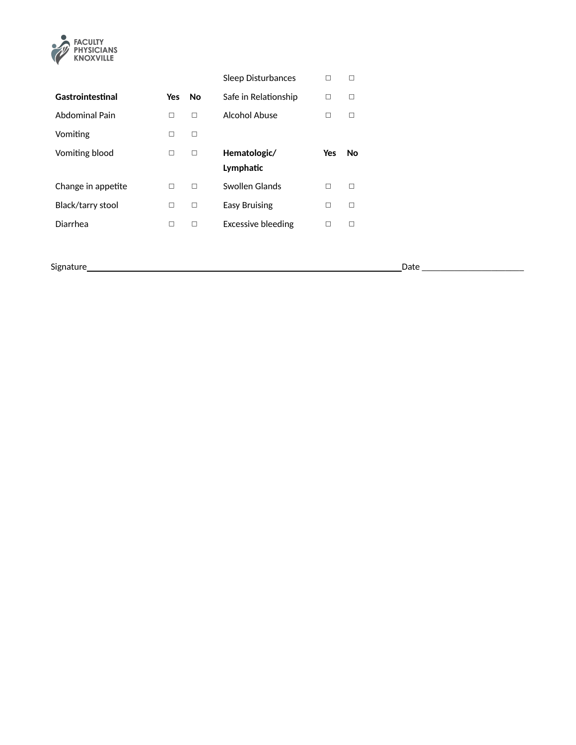| | | | | | |
|---|---|---|---|---|---|
| | | | Sleep Disturbances | ☐ | ☐ |
| **Gastrointestinal** | **Yes** | **No** | Safe in Relationship | ☐ | ☐ |
| Abdominal Pain | ☐ | ☐ | Alcohol Abuse | ☐ | ☐ |
| Vomiting | ☐ | ☐ | | | |
| Vomiting blood | ☐ | ☐ | **Hematologic/ Lymphatic** | **Yes** | **No** |
| Change in appetite | ☐ | ☐ | Swollen Glands | ☐ | ☐ |
| Black/tarry stool | ☐ | ☐ | Easy Bruising | ☐ | ☐ |
| Diarrhea | ☐ | ☐ | Excessive bleeding | ☐ | ☐ |

Signature________________________________________________________________ Date ______________________